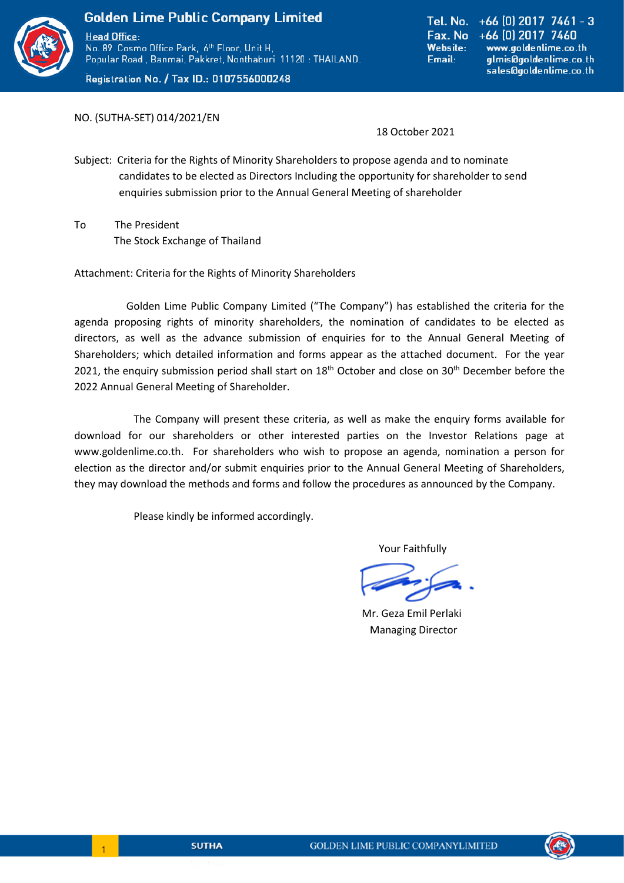**Golden Lime Public Company Limited**

Head Office:
No. 89 Cosmo Office Park, 6th Floor, Unit H,
Popular Road , Banmai, Pakkret, Nonthaburi 11120 : THAILAND.

Registration No. / Tax ID.: 0107556000248

Tel. No. +66 (0) 2017 7461 - 3
Fax. No +66 (0) 2017 7460
Website: www.goldenlime.co.th
Email: glmis@goldenlime.co.th
sales@goldenlime.co.th

NO. (SUTHA-SET) 014/2021/EN

18 October 2021

Subject: Criteria for the Rights of Minority Shareholders to propose agenda and to nominate candidates to be elected as Directors Including the opportunity for shareholder to send enquiries submission prior to the Annual General Meeting of shareholder

To The President
The Stock Exchange of Thailand

Attachment: Criteria for the Rights of Minority Shareholders

Golden Lime Public Company Limited ("The Company") has established the criteria for the agenda proposing rights of minority shareholders, the nomination of candidates to be elected as directors, as well as the advance submission of enquiries for to the Annual General Meeting of Shareholders; which detailed information and forms appear as the attached document. For the year 2021, the enquiry submission period shall start on 18th October and close on 30th December before the 2022 Annual General Meeting of Shareholder.

The Company will present these criteria, as well as make the enquiry forms available for download for our shareholders or other interested parties on the Investor Relations page at www.goldenlime.co.th. For shareholders who wish to propose an agenda, nomination a person for election as the director and/or submit enquiries prior to the Annual General Meeting of Shareholders, they may download the methods and forms and follow the procedures as announced by the Company.

Please kindly be informed accordingly.

Your Faithfully

Mr. Geza Emil Perlaki
Managing Director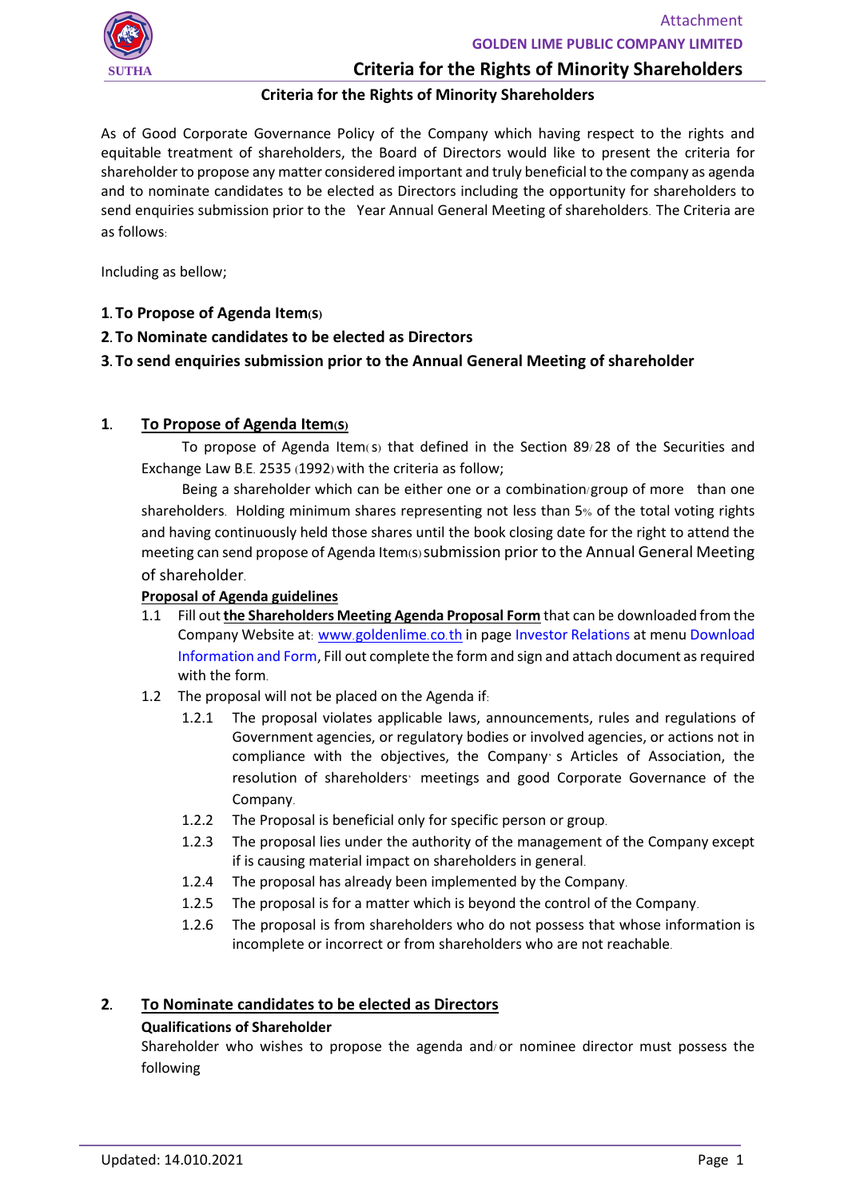## Criteria for the Rights of Minority Shareholders

As of Good Corporate Governance Policy of the Company which having respect to the rights and equitable treatment of shareholders, the Board of Directors would like to present the criteria for shareholder to propose any matter considered important and truly beneficial to the company as agenda and to nominate candidates to be elected as Directors including the opportunity for shareholders to send enquiries submission prior to the Year Annual General Meeting of shareholders. The Criteria are as follows:

Including as bellow;

**1. To Propose of Agenda Item(S)**

**2. To Nominate candidates to be elected as Directors**

**3. To send enquiries submission prior to the Annual General Meeting of shareholder**

### 1. To Propose of Agenda Item(S)

To propose of Agenda Item(s) that defined in the Section 89/28 of the Securities and Exchange Law B.E. 2535 (1992) with the criteria as follow;

Being a shareholder which can be either one or a combination/group of more than one shareholders. Holding minimum shares representing not less than 5% of the total voting rights and having continuously held those shares until the book closing date for the right to attend the meeting can send propose of Agenda Item(S) submission prior to the Annual General Meeting of shareholder.

**Proposal of Agenda guidelines**

1.1 Fill out **the Shareholders Meeting Agenda Proposal Form** that can be downloaded from the Company Website at: www.goldenlime.co.th in page Investor Relations at menu Download Information and Form, Fill out complete the form and sign and attach document as required with the form.

1.2 The proposal will not be placed on the Agenda if:

- 1.2.1 The proposal violates applicable laws, announcements, rules and regulations of Government agencies, or regulatory bodies or involved agencies, or actions not in compliance with the objectives, the Company's Articles of Association, the resolution of shareholders' meetings and good Corporate Governance of the Company.
- 1.2.2 The Proposal is beneficial only for specific person or group.
- 1.2.3 The proposal lies under the authority of the management of the Company except if is causing material impact on shareholders in general.
- 1.2.4 The proposal has already been implemented by the Company.
- 1.2.5 The proposal is for a matter which is beyond the control of the Company.
- 1.2.6 The proposal is from shareholders who do not possess that whose information is incomplete or incorrect or from shareholders who are not reachable.

### 2. To Nominate candidates to be elected as Directors

**Qualifications of Shareholder**

Shareholder who wishes to propose the agenda and/or nominee director must possess the following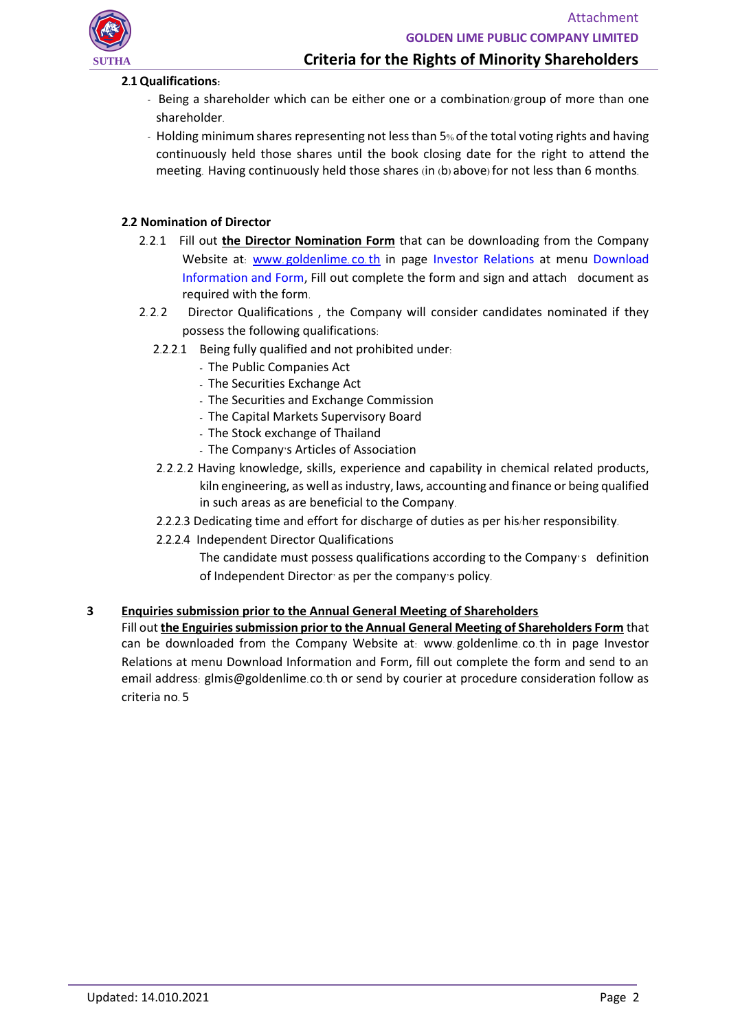**2.1 Qualifications:**

- Being a shareholder which can be either one or a combination/group of more than one shareholder.
- Holding minimum shares representing not less than 5% of the total voting rights and having continuously held those shares until the book closing date for the right to attend the meeting. Having continuously held those shares (in (b) above) for not less than 6 months.

**2.2 Nomination of Director**

2.2.1 Fill out **the Director Nomination Form** that can be downloading from the Company Website at: www.goldenlime.co.th in page Investor Relations at menu Download Information and Form, Fill out complete the form and sign and attach document as required with the form.

2.2.2 Director Qualifications , the Company will consider candidates nominated if they possess the following qualifications:

2.2.2.1 Being fully qualified and not prohibited under:

- The Public Companies Act
- The Securities Exchange Act
- The Securities and Exchange Commission
- The Capital Markets Supervisory Board
- The Stock exchange of Thailand
- The Company's Articles of Association

2.2.2.2 Having knowledge, skills, experience and capability in chemical related products, kiln engineering, as well as industry, laws, accounting and finance or being qualified in such areas as are beneficial to the Company.

2.2.2.3 Dedicating time and effort for discharge of duties as per his/her responsibility.

2.2.2.4 Independent Director Qualifications

The candidate must possess qualifications according to the Company's definition of Independent Director' as per the company's policy.

## 3 Enquiries submission prior to the Annual General Meeting of Shareholders

Fill out **the Enguiries submission prior to the Annual General Meeting of Shareholders Form** that can be downloaded from the Company Website at: www.goldenlime.co.th in page Investor Relations at menu Download Information and Form, fill out complete the form and send to an email address: glmis@goldenlime.co.th or send by courier at procedure consideration follow as criteria no. 5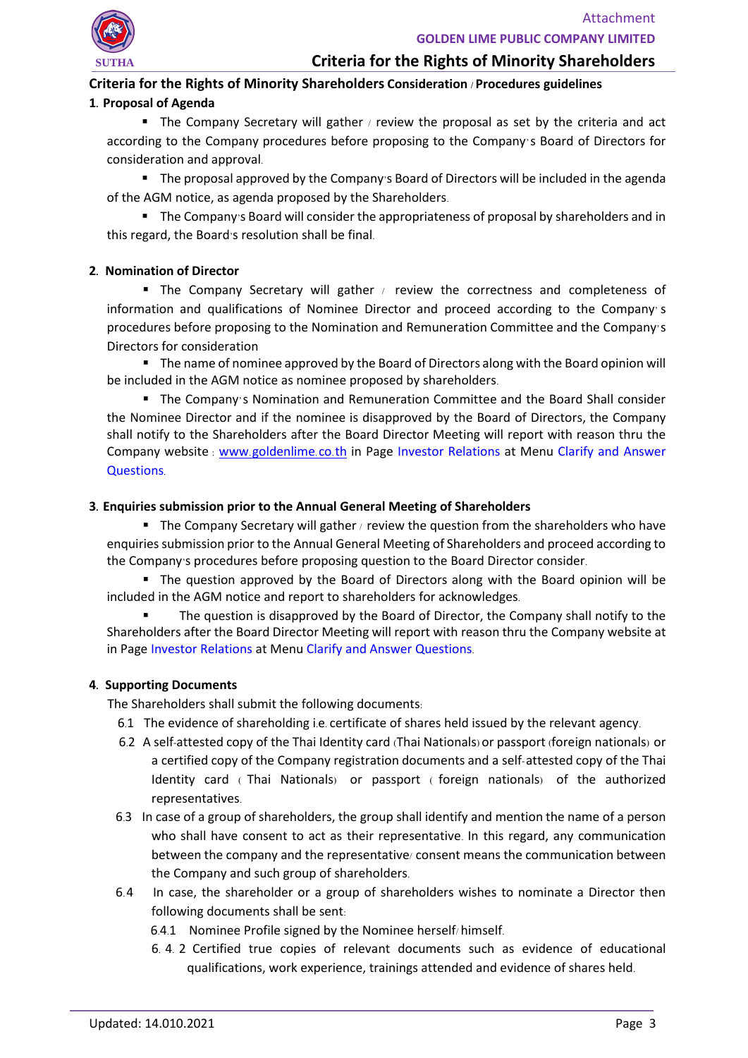## Criteria for the Rights of Minority Shareholders Consideration / Procedures guidelines

### 1. Proposal of Agenda

- The Company Secretary will gather / review the proposal as set by the criteria and act according to the Company procedures before proposing to the Company's Board of Directors for consideration and approval.
- The proposal approved by the Company's Board of Directors will be included in the agenda of the AGM notice, as agenda proposed by the Shareholders.
- The Company's Board will consider the appropriateness of proposal by shareholders and in this regard, the Board's resolution shall be final.

### 2. Nomination of Director

- The Company Secretary will gather / review the correctness and completeness of information and qualifications of Nominee Director and proceed according to the Company's procedures before proposing to the Nomination and Remuneration Committee and the Company's Directors for consideration
- The name of nominee approved by the Board of Directors along with the Board opinion will be included in the AGM notice as nominee proposed by shareholders.
- The Company's Nomination and Remuneration Committee and the Board Shall consider the Nominee Director and if the nominee is disapproved by the Board of Directors, the Company shall notify to the Shareholders after the Board Director Meeting will report with reason thru the Company website : www.goldenlime.co.th in Page Investor Relations at Menu Clarify and Answer Questions.

### 3. Enquiries submission prior to the Annual General Meeting of Shareholders

- The Company Secretary will gather / review the question from the shareholders who have enquiries submission prior to the Annual General Meeting of Shareholders and proceed according to the Company's procedures before proposing question to the Board Director consider.
- The question approved by the Board of Directors along with the Board opinion will be included in the AGM notice and report to shareholders for acknowledges.
- The question is disapproved by the Board of Director, the Company shall notify to the Shareholders after the Board Director Meeting will report with reason thru the Company website at in Page Investor Relations at Menu Clarify and Answer Questions.

### 4. Supporting Documents

The Shareholders shall submit the following documents:

6.1 The evidence of shareholding i.e. certificate of shares held issued by the relevant agency.

6.2 A self-attested copy of the Thai Identity card (Thai Nationals) or passport (foreign nationals) or a certified copy of the Company registration documents and a self-attested copy of the Thai Identity card (Thai Nationals) or passport (foreign nationals) of the authorized representatives.

6.3 In case of a group of shareholders, the group shall identify and mention the name of a person who shall have consent to act as their representative. In this regard, any communication between the company and the representative/ consent means the communication between the Company and such group of shareholders.

6.4 In case, the shareholder or a group of shareholders wishes to nominate a Director then following documents shall be sent:

6.4.1 Nominee Profile signed by the Nominee herself/ himself.

6.4.2 Certified true copies of relevant documents such as evidence of educational qualifications, work experience, trainings attended and evidence of shares held.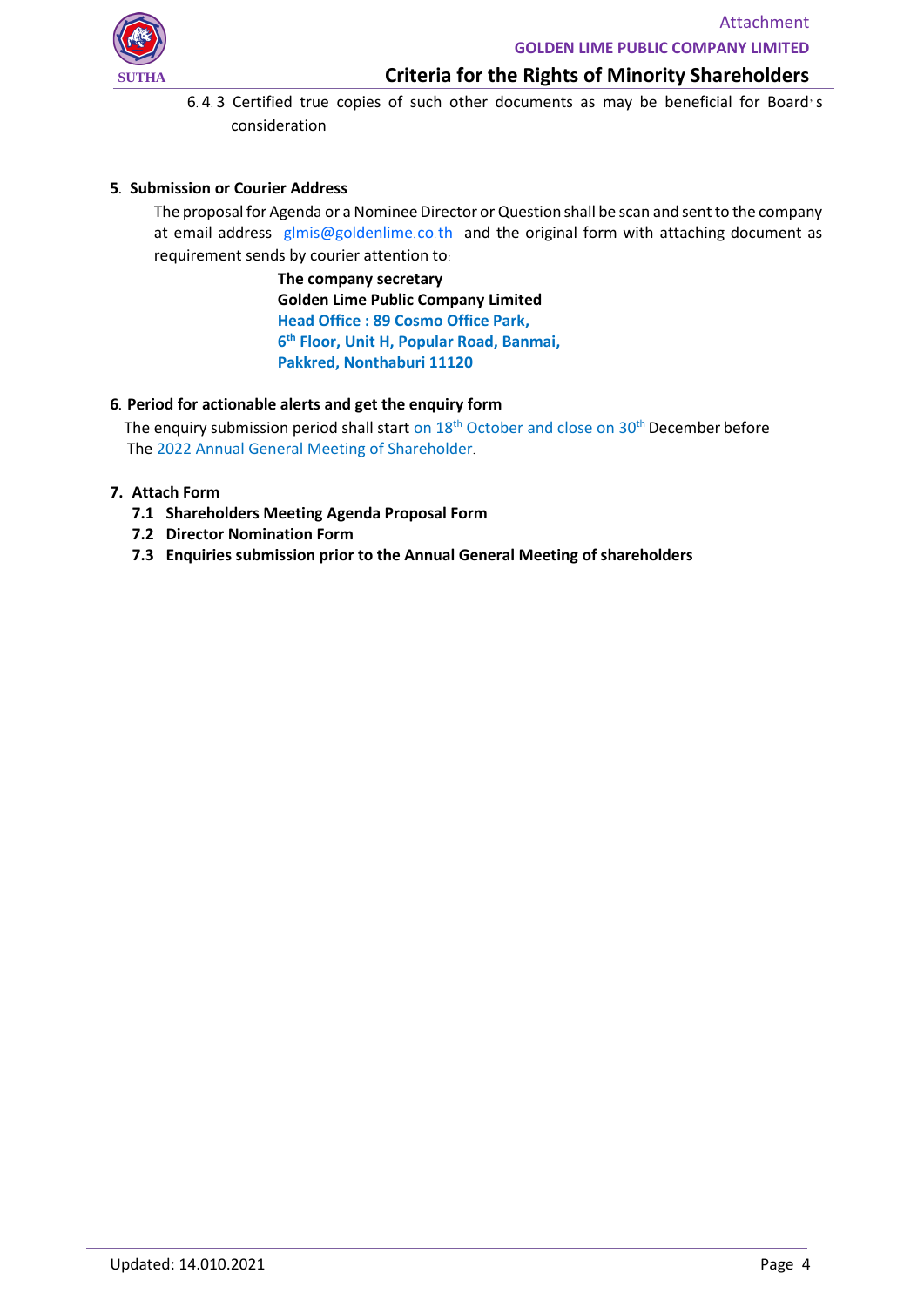6.4.3 Certified true copies of such other documents as may be beneficial for Board's consideration

**5. Submission or Courier Address**

The proposal for Agenda or a Nominee Director or Question shall be scan and sent to the company at email address glmis@goldenlime.co.th and the original form with attaching document as requirement sends by courier attention to:

**The company secretary**
**Golden Lime Public Company Limited**
**Head Office : 89 Cosmo Office Park,**
**6th Floor, Unit H, Popular Road, Banmai,**
**Pakkred, Nonthaburi 11120**

**6. Period for actionable alerts and get the enquiry form**

The enquiry submission period shall start on 18th October and close on 30th December before The 2022 Annual General Meeting of Shareholder.

**7. Attach Form**

**7.1 Shareholders Meeting Agenda Proposal Form**
**7.2 Director Nomination Form**
**7.3 Enquiries submission prior to the Annual General Meeting of shareholders**

Updated: 14.010.2021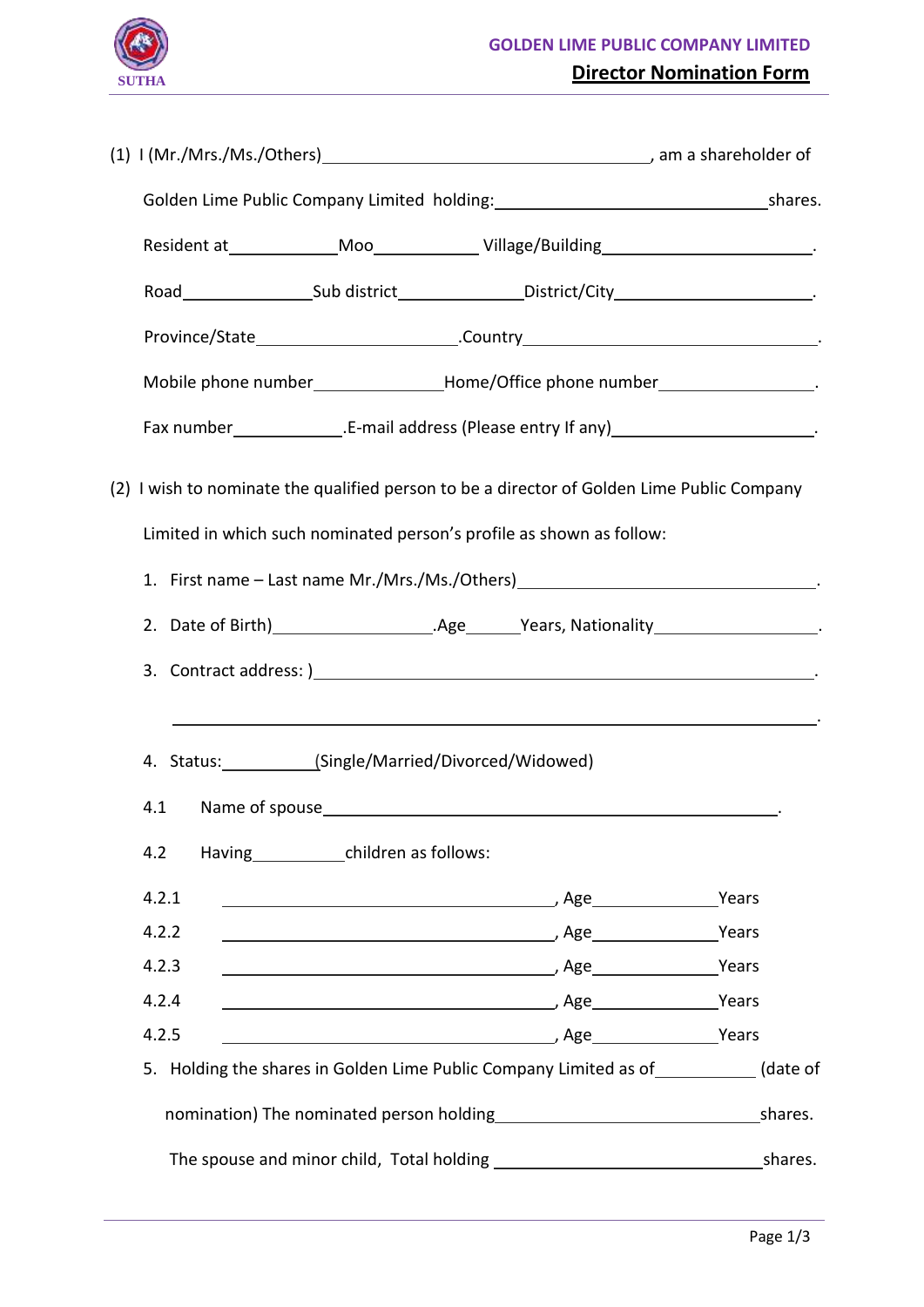SUTHA

**GOLDEN LIME PUBLIC COMPANY LIMITED**

# Director Nomination Form

(1) I (Mr./Mrs./Ms./Others)____________________________, am a shareholder of

Golden Lime Public Company Limited holding:________________________shares.

Resident at__________Moo__________ Village/Building____________________.

Road____________Sub district___________District/City____________________.

Province/State__________________.Country____________________________.

Mobile phone number____________Home/Office phone number______________.

Fax number__________.E-mail address (Please entry If any)___________________.

(2) I wish to nominate the qualified person to be a director of Golden Lime Public Company

Limited in which such nominated person's profile as shown as follow:

1. First name – Last name Mr./Mrs./Ms./Others)___________________________.
2. Date of Birth)_______________.Age_____Years, Nationality________________.
3. Contract address: )_____________________________________________.

   ____________________________________________________________.

4. Status:_________(Single/Married/Divorced/Widowed)

4.1 Name of spouse__________________________________________.

4.2 Having_________children as follows:

4.2.1 ______________________________, Age____________Years

4.2.2 ______________________________, Age____________Years

4.2.3 ______________________________, Age____________Years

4.2.4 ______________________________, Age____________Years

4.2.5 ______________________________, Age____________Years

5. Holding the shares in Golden Lime Public Company Limited as of__________ (date of nomination) The nominated person holding________________________shares.

   The spouse and minor child, Total holding ________________________shares.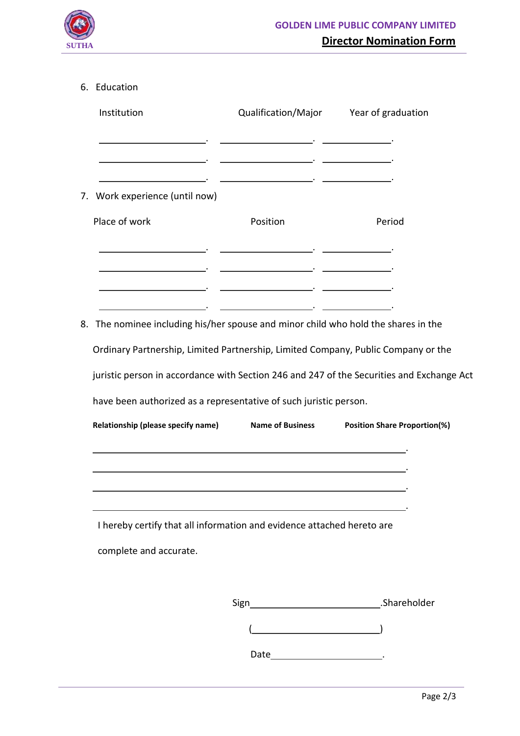6. Education

| Institution | Qualification/Major | Year of graduation |
|---|---|---|
| ______________________. | ____________________. | ______________. |
| ______________________. | ____________________. | ______________. |
| ______________________. | ____________________. | ______________. |

7. Work experience (until now)

| Place of work | Position | Period |
|---|---|---|
| ______________________. | ____________________. | ______________. |
| ______________________. | ____________________. | ______________. |
| ______________________. | ____________________. | ______________. |
| ______________________. | ____________________. | ______________. |

8. The nominee including his/her spouse and minor child who hold the shares in the Ordinary Partnership, Limited Partnership, Limited Company, Public Company or the juristic person in accordance with Section 246 and 247 of the Securities and Exchange Act have been authorized as a representative of such juristic person.

| **Relationship (please specify name)** | **Name of Business** | **Position Share Proportion(%)** |
|---|---|---|
| | | |

____________________________________________________________________.

____________________________________________________________________.

____________________________________________________________________.

____________________________________________________________________.

I hereby certify that all information and evidence attached hereto are complete and accurate.

Sign____________________________.Shareholder

(____________________________)

Date________________________.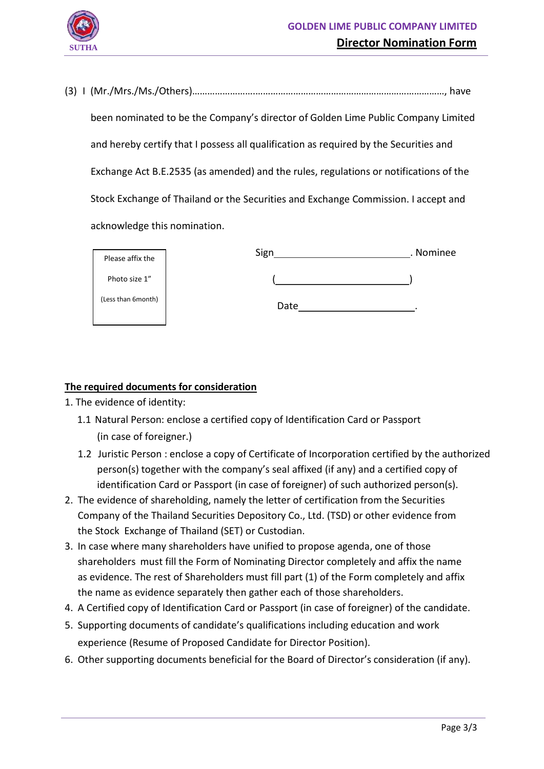**GOLDEN LIME PUBLIC COMPANY LIMITED**

**Director Nomination Form**

(3) I (Mr./Mrs./Ms./Others)…………………………………………………………………………………………, have been nominated to be the Company's director of Golden Lime Public Company Limited and hereby certify that I possess all qualification as required by the Securities and Exchange Act B.E.2535 (as amended) and the rules, regulations or notifications of the Stock Exchange of Thailand or the Securities and Exchange Commission. I accept and acknowledge this nomination.

| Please affix the Photo size 1" (Less than 6month) |
|---|

Sign\_\_\_\_\_\_\_\_\_\_\_\_\_\_\_\_\_\_\_\_\_\_\_\_\_\_\_. Nominee

(\_\_\_\_\_\_\_\_\_\_\_\_\_\_\_\_\_\_\_\_\_\_\_\_\_\_\_)

Date\_\_\_\_\_\_\_\_\_\_\_\_\_\_\_\_\_\_\_\_\_\_\_.

**The required documents for consideration**

1. The evidence of identity:
   1.1 Natural Person: enclose a certified copy of Identification Card or Passport (in case of foreigner.)
   1.2 Juristic Person : enclose a copy of Certificate of Incorporation certified by the authorized person(s) together with the company's seal affixed (if any) and a certified copy of identification Card or Passport (in case of foreigner) of such authorized person(s).
2. The evidence of shareholding, namely the letter of certification from the Securities Company of the Thailand Securities Depository Co., Ltd. (TSD) or other evidence from the Stock Exchange of Thailand (SET) or Custodian.
3. In case where many shareholders have unified to propose agenda, one of those shareholders must fill the Form of Nominating Director completely and affix the name as evidence. The rest of Shareholders must fill part (1) of the Form completely and affix the name as evidence separately then gather each of those shareholders.
4. A Certified copy of Identification Card or Passport (in case of foreigner) of the candidate.
5. Supporting documents of candidate's qualifications including education and work experience (Resume of Proposed Candidate for Director Position).
6. Other supporting documents beneficial for the Board of Director's consideration (if any).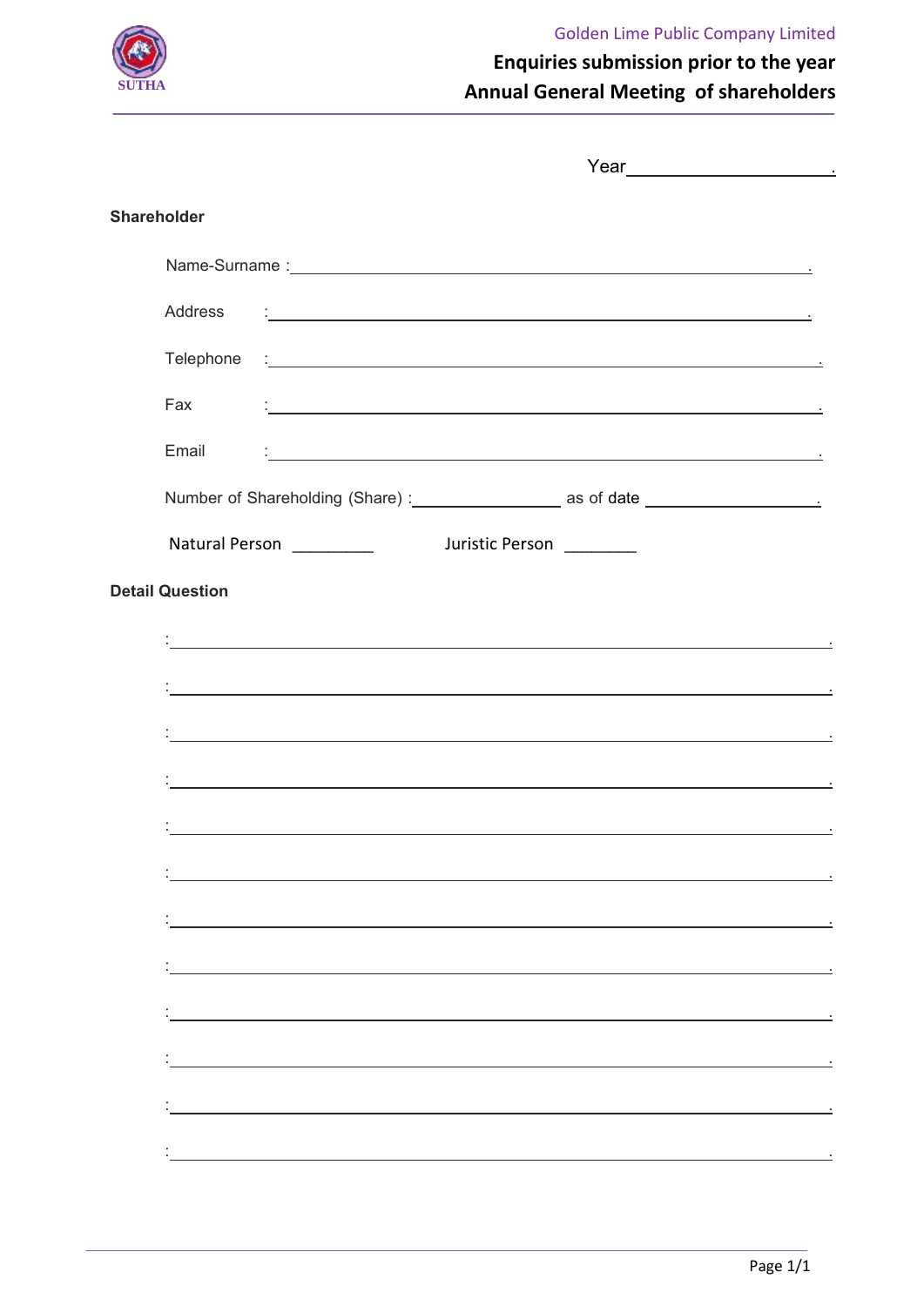Golden Lime Public Company Limited

# Enquiries submission prior to the year Annual General Meeting of shareholders

Year ______________________.

**Shareholder**

Name-Surname : ________________________________________________________________.

Address : ________________________________________________________________.

Telephone : ________________________________________________________________.

Fax : ________________________________________________________________.

Email : ________________________________________________________________.

Number of Shareholding (Share) : ________________ as of date ___________________.

Natural Person _________ Juristic Person ________

**Detail Question**

: ________________________________________________________________________.

: ________________________________________________________________________.

: ________________________________________________________________________.

: ________________________________________________________________________.

: ________________________________________________________________________.

: ________________________________________________________________________.

: ________________________________________________________________________.

: ________________________________________________________________________.

: ________________________________________________________________________.

: ________________________________________________________________________.

: ________________________________________________________________________.

: ________________________________________________________________________.